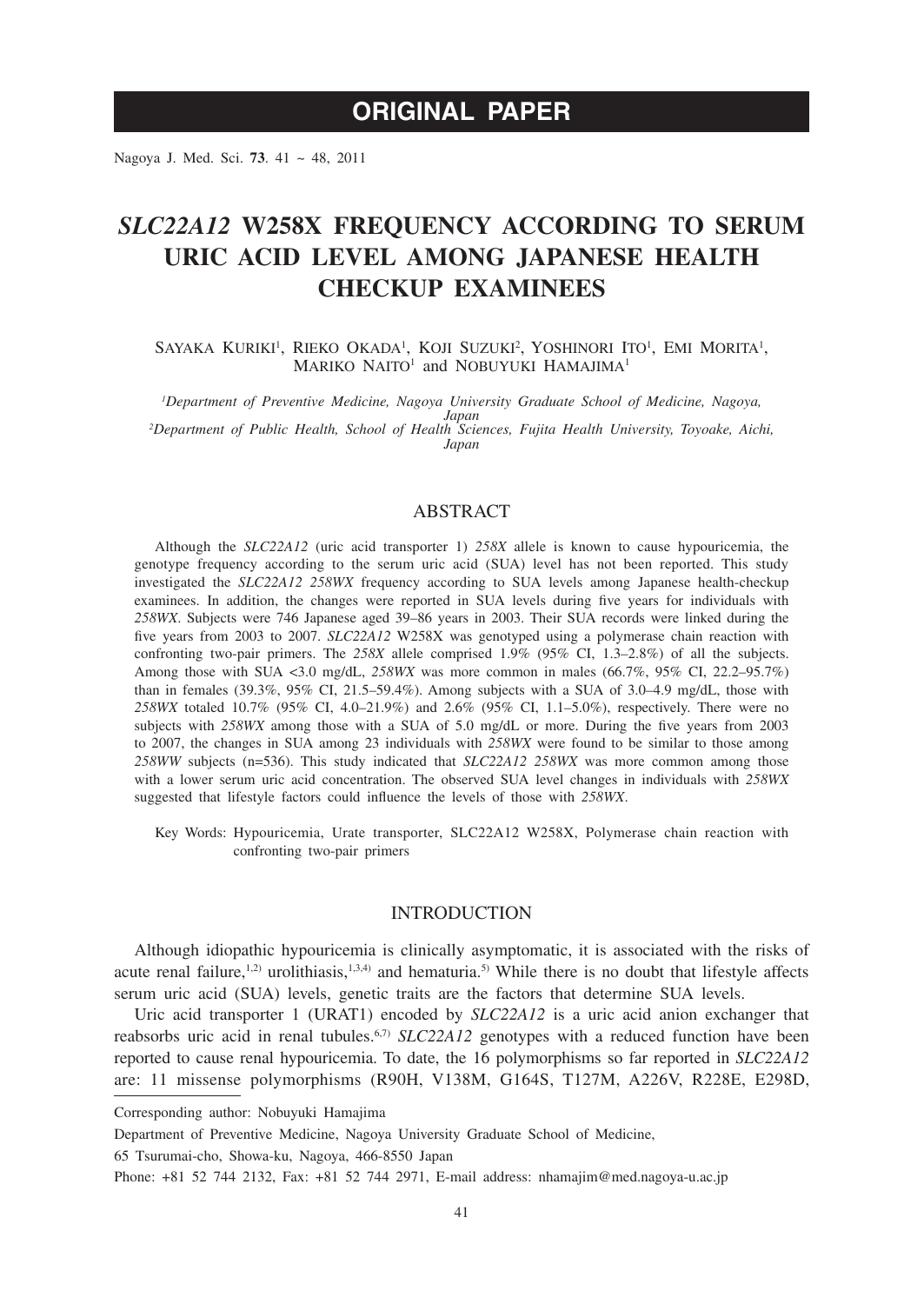# ORIGINAL PAPER

# *SLC22A12* W258X FREQUENCY ACCORDING TO SERUM URIC ACID LEVEL AMONG JAPANESE HEALTH CHECKUP EXAMINEES

Sayaka Kuriki[1], Rieko Okada[1], Koji Suzuki[2], Yoshinori Ito[1], Emi Morita[1], Mariko Naito[1] and Nobuyuki Hamajima[1]

[1]*Department of Preventive Medicine, Nagoya University Graduate School of Medicine, Nagoya, Japan*
[2]*Department of Public Health, School of Health Sciences, Fujita Health University, Toyoake, Aichi, Japan*

## ABSTRACT

Although the *SLC22A12* (uric acid transporter 1) *258X* allele is known to cause hypouricemia, the genotype frequency according to the serum uric acid (SUA) level has not been reported. This study investigated the *SLC22A12 258WX* frequency according to SUA levels among Japanese health-checkup examinees. In addition, the changes were reported in SUA levels during five years for individuals with *258WX*. Subjects were 746 Japanese aged 39–86 years in 2003. Their SUA records were linked during the five years from 2003 to 2007. *SLC22A12* W258X was genotyped using a polymerase chain reaction with confronting two-pair primers. The *258X* allele comprised 1.9% (95% CI, 1.3–2.8%) of all the subjects. Among those with SUA <3.0 mg/dL, *258WX* was more common in males (66.7%, 95% CI, 22.2–95.7%) than in females (39.3%, 95% CI, 21.5–59.4%). Among subjects with a SUA of 3.0–4.9 mg/dL, those with *258WX* totaled 10.7% (95% CI, 4.0–21.9%) and 2.6% (95% CI, 1.1–5.0%), respectively. There were no subjects with *258WX* among those with a SUA of 5.0 mg/dL or more. During the five years from 2003 to 2007, the changes in SUA among 23 individuals with *258WX* were found to be similar to those among *258WW* subjects (n=536). This study indicated that *SLC22A12 258WX* was more common among those with a lower serum uric acid concentration. The observed SUA level changes in individuals with *258WX* suggested that lifestyle factors could influence the levels of those with *258WX*.

Key Words: Hypouricemia, Urate transporter, SLC22A12 W258X, Polymerase chain reaction with confronting two-pair primers

## INTRODUCTION

Although idiopathic hypouricemia is clinically asymptomatic, it is associated with the risks of acute renal failure,[1,2] urolithiasis,[1,3,4] and hematuria.[5] While there is no doubt that lifestyle affects serum uric acid (SUA) levels, genetic traits are the factors that determine SUA levels.

Uric acid transporter 1 (URAT1) encoded by *SLC22A12* is a uric acid anion exchanger that reabsorbs uric acid in renal tubules.[6,7] *SLC22A12* genotypes with a reduced function have been reported to cause renal hypouricemia. To date, the 16 polymorphisms so far reported in *SLC22A12* are: 11 missense polymorphisms (R90H, V138M, G164S, T127M, A226V, R228E, E298D,

Corresponding author: Nobuyuki Hamajima

Department of Preventive Medicine, Nagoya University Graduate School of Medicine,

65 Tsurumai-cho, Showa-ku, Nagoya, 466-8550 Japan

Phone: +81 52 744 2132, Fax: +81 52 744 2971, E-mail address: nhamajim@med.nagoya-u.ac.jp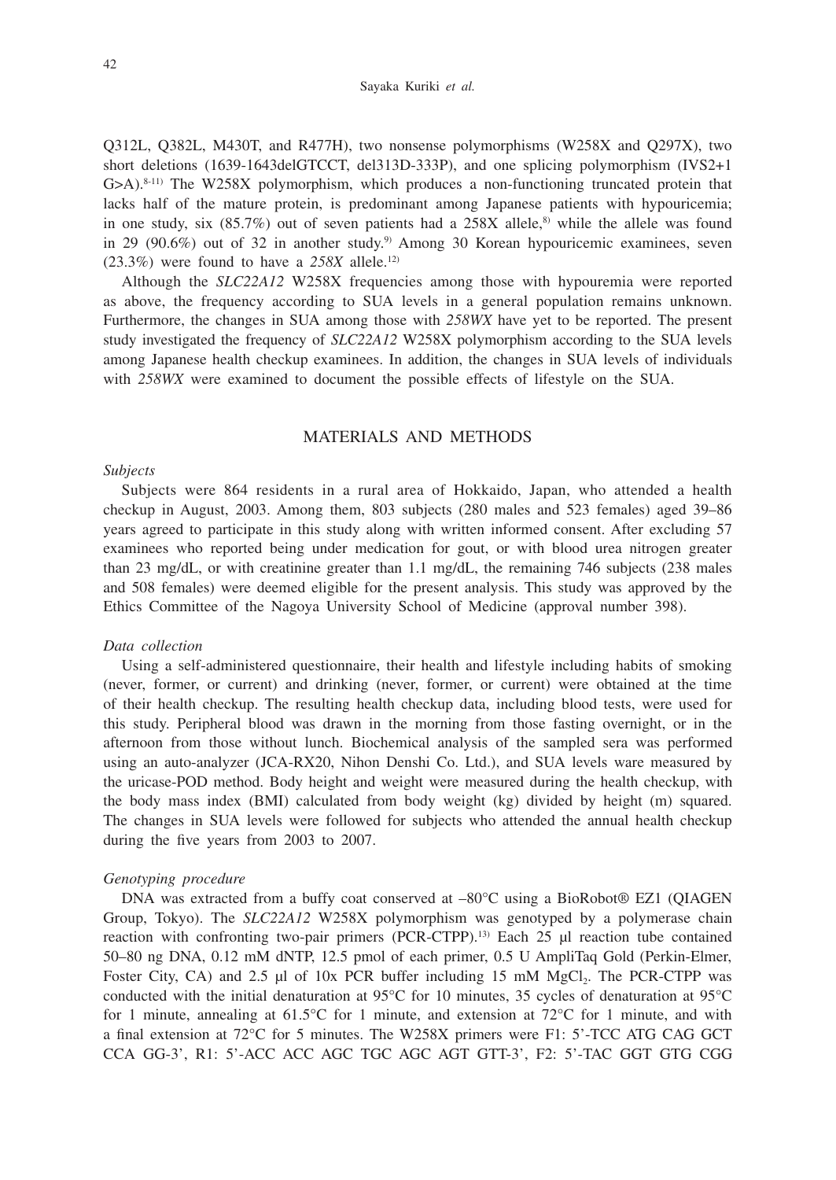Q312L, Q382L, M430T, and R477H), two nonsense polymorphisms (W258X and Q297X), two short deletions (1639-1643delGTCCT, del313D-333P), and one splicing polymorphism (IVS2+1 G>A).[8-11] The W258X polymorphism, which produces a non-functioning truncated protein that lacks half of the mature protein, is predominant among Japanese patients with hypouricemia; in one study, six (85.7%) out of seven patients had a 258X allele,[8] while the allele was found in 29 (90.6%) out of 32 in another study.[9] Among 30 Korean hypouricemic examinees, seven (23.3%) were found to have a *258X* allele.[12]

Although the *SLC22A12* W258X frequencies among those with hypouremia were reported as above, the frequency according to SUA levels in a general population remains unknown. Furthermore, the changes in SUA among those with *258WX* have yet to be reported. The present study investigated the frequency of *SLC22A12* W258X polymorphism according to the SUA levels among Japanese health checkup examinees. In addition, the changes in SUA levels of individuals with *258WX* were examined to document the possible effects of lifestyle on the SUA.

## MATERIALS AND METHODS

### *Subjects*

Subjects were 864 residents in a rural area of Hokkaido, Japan, who attended a health checkup in August, 2003. Among them, 803 subjects (280 males and 523 females) aged 39–86 years agreed to participate in this study along with written informed consent. After excluding 57 examinees who reported being under medication for gout, or with blood urea nitrogen greater than 23 mg/dL, or with creatinine greater than 1.1 mg/dL, the remaining 746 subjects (238 males and 508 females) were deemed eligible for the present analysis. This study was approved by the Ethics Committee of the Nagoya University School of Medicine (approval number 398).

### *Data collection*

Using a self-administered questionnaire, their health and lifestyle including habits of smoking (never, former, or current) and drinking (never, former, or current) were obtained at the time of their health checkup. The resulting health checkup data, including blood tests, were used for this study. Peripheral blood was drawn in the morning from those fasting overnight, or in the afternoon from those without lunch. Biochemical analysis of the sampled sera was performed using an auto-analyzer (JCA-RX20, Nihon Denshi Co. Ltd.), and SUA levels ware measured by the uricase-POD method. Body height and weight were measured during the health checkup, with the body mass index (BMI) calculated from body weight (kg) divided by height (m) squared. The changes in SUA levels were followed for subjects who attended the annual health checkup during the five years from 2003 to 2007.

### *Genotyping procedure*

DNA was extracted from a buffy coat conserved at –80°C using a BioRobot® EZ1 (QIAGEN Group, Tokyo). The *SLC22A12* W258X polymorphism was genotyped by a polymerase chain reaction with confronting two-pair primers (PCR-CTPP).[13] Each 25 μl reaction tube contained 50–80 ng DNA, 0.12 mM dNTP, 12.5 pmol of each primer, 0.5 U AmpliTaq Gold (Perkin-Elmer, Foster City, CA) and 2.5 μl of 10x PCR buffer including 15 mM $MgCl_2$. The PCR-CTPP was conducted with the initial denaturation at 95°C for 10 minutes, 35 cycles of denaturation at 95°C for 1 minute, annealing at 61.5°C for 1 minute, and extension at 72°C for 1 minute, and with a final extension at 72°C for 5 minutes. The W258X primers were F1: 5'-TCC ATG CAG GCT CCA GG-3', R1: 5'-ACC ACC AGC TGC AGC AGT GTT-3', F2: 5'-TAC GGT GTG CGG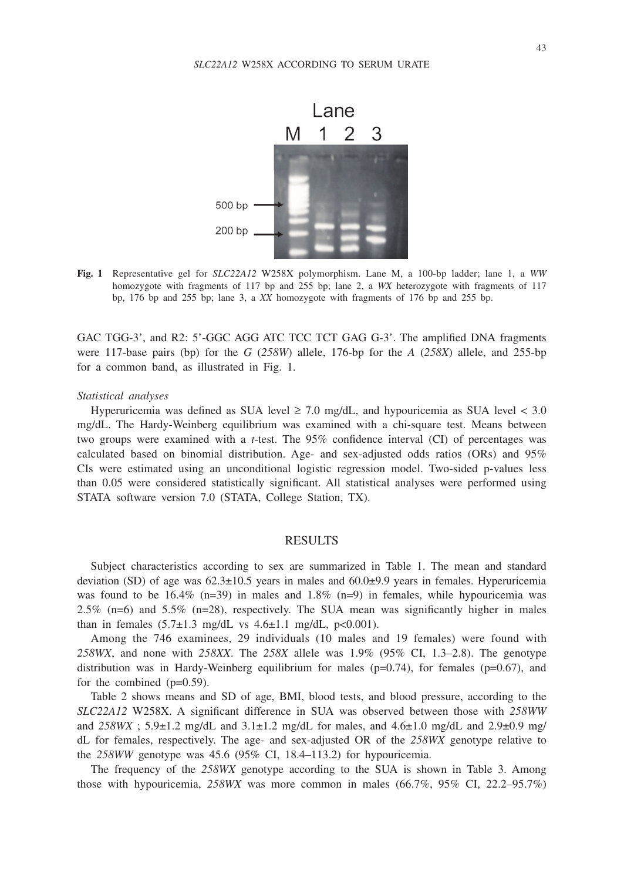**Fig. 1** Representative gel for *SLC22A12* W258X polymorphism. Lane M, a 100-bp ladder; lane 1, a *WW* homozygote with fragments of 117 bp and 255 bp; lane 2, a *WX* heterozygote with fragments of 117 bp, 176 bp and 255 bp; lane 3, a *XX* homozygote with fragments of 176 bp and 255 bp.

GAC TGG-3', and R2: 5'-GGC AGG ATC TCC TCT GAG G-3'. The amplified DNA fragments were 117-base pairs (bp) for the *G* (*258W*) allele, 176-bp for the *A* (*258X*) allele, and 255-bp for a common band, as illustrated in Fig. 1.

*Statistical analyses*

Hyperuricemia was defined as SUA level ≥ 7.0 mg/dL, and hypouricemia as SUA level < 3.0 mg/dL. The Hardy-Weinberg equilibrium was examined with a chi-square test. Means between two groups were examined with a *t*-test. The 95% confidence interval (CI) of percentages was calculated based on binomial distribution. Age- and sex-adjusted odds ratios (ORs) and 95% CIs were estimated using an unconditional logistic regression model. Two-sided p-values less than 0.05 were considered statistically significant. All statistical analyses were performed using STATA software version 7.0 (STATA, College Station, TX).

## RESULTS

Subject characteristics according to sex are summarized in Table 1. The mean and standard deviation (SD) of age was 62.3±10.5 years in males and 60.0±9.9 years in females. Hyperuricemia was found to be 16.4% (n=39) in males and 1.8% (n=9) in females, while hypouricemia was 2.5% (n=6) and 5.5% (n=28), respectively. The SUA mean was significantly higher in males than in females (5.7±1.3 mg/dL vs 4.6±1.1 mg/dL, p<0.001).

Among the 746 examinees, 29 individuals (10 males and 19 females) were found with *258WX*, and none with *258XX*. The *258X* allele was 1.9% (95% CI, 1.3–2.8). The genotype distribution was in Hardy-Weinberg equilibrium for males (p=0.74), for females (p=0.67), and for the combined (p=0.59).

Table 2 shows means and SD of age, BMI, blood tests, and blood pressure, according to the *SLC22A12* W258X. A significant difference in SUA was observed between those with *258WW* and *258WX* ; 5.9±1.2 mg/dL and 3.1±1.2 mg/dL for males, and 4.6±1.0 mg/dL and 2.9±0.9 mg/dL for females, respectively. The age- and sex-adjusted OR of the *258WX* genotype relative to the *258WW* genotype was 45.6 (95% CI, 18.4–113.2) for hypouricemia.

The frequency of the *258WX* genotype according to the SUA is shown in Table 3. Among those with hypouricemia, *258WX* was more common in males (66.7%, 95% CI, 22.2–95.7%)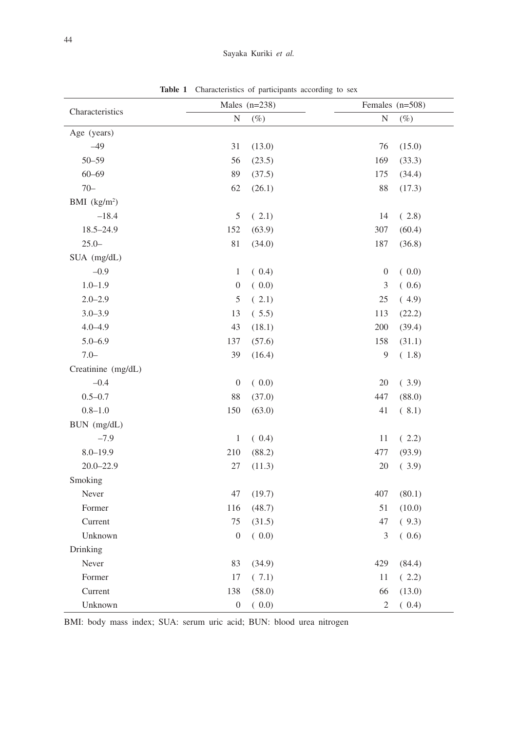**Table 1** Characteristics of participants according to sex

| Characteristics | Males (n=238) | | Females (n=508) | |
|---|---|---|---|---|
| | N | (%) | N | (%) |
| Age (years) | | | | |
| –49 | 31 | (13.0) | 76 | (15.0) |
| 50–59 | 56 | (23.5) | 169 | (33.3) |
| 60–69 | 89 | (37.5) | 175 | (34.4) |
| 70– | 62 | (26.1) | 88 | (17.3) |
| BMI (kg/m$^2$) | | | | |
| –18.4 | 5 | ( 2.1) | 14 | ( 2.8) |
| 18.5–24.9 | 152 | (63.9) | 307 | (60.4) |
| 25.0– | 81 | (34.0) | 187 | (36.8) |
| SUA (mg/dL) | | | | |
| –0.9 | 1 | ( 0.4) | 0 | ( 0.0) |
| 1.0–1.9 | 0 | ( 0.0) | 3 | ( 0.6) |
| 2.0–2.9 | 5 | ( 2.1) | 25 | ( 4.9) |
| 3.0–3.9 | 13 | ( 5.5) | 113 | (22.2) |
| 4.0–4.9 | 43 | (18.1) | 200 | (39.4) |
| 5.0–6.9 | 137 | (57.6) | 158 | (31.1) |
| 7.0– | 39 | (16.4) | 9 | ( 1.8) |
| Creatinine (mg/dL) | | | | |
| –0.4 | 0 | ( 0.0) | 20 | ( 3.9) |
| 0.5–0.7 | 88 | (37.0) | 447 | (88.0) |
| 0.8–1.0 | 150 | (63.0) | 41 | ( 8.1) |
| BUN (mg/dL) | | | | |
| –7.9 | 1 | ( 0.4) | 11 | ( 2.2) |
| 8.0–19.9 | 210 | (88.2) | 477 | (93.9) |
| 20.0–22.9 | 27 | (11.3) | 20 | ( 3.9) |
| Smoking | | | | |
| Never | 47 | (19.7) | 407 | (80.1) |
| Former | 116 | (48.7) | 51 | (10.0) |
| Current | 75 | (31.5) | 47 | ( 9.3) |
| Unknown | 0 | ( 0.0) | 3 | ( 0.6) |
| Drinking | | | | |
| Never | 83 | (34.9) | 429 | (84.4) |
| Former | 17 | ( 7.1) | 11 | ( 2.2) |
| Current | 138 | (58.0) | 66 | (13.0) |
| Unknown | 0 | ( 0.0) | 2 | ( 0.4) |

BMI: body mass index; SUA: serum uric acid; BUN: blood urea nitrogen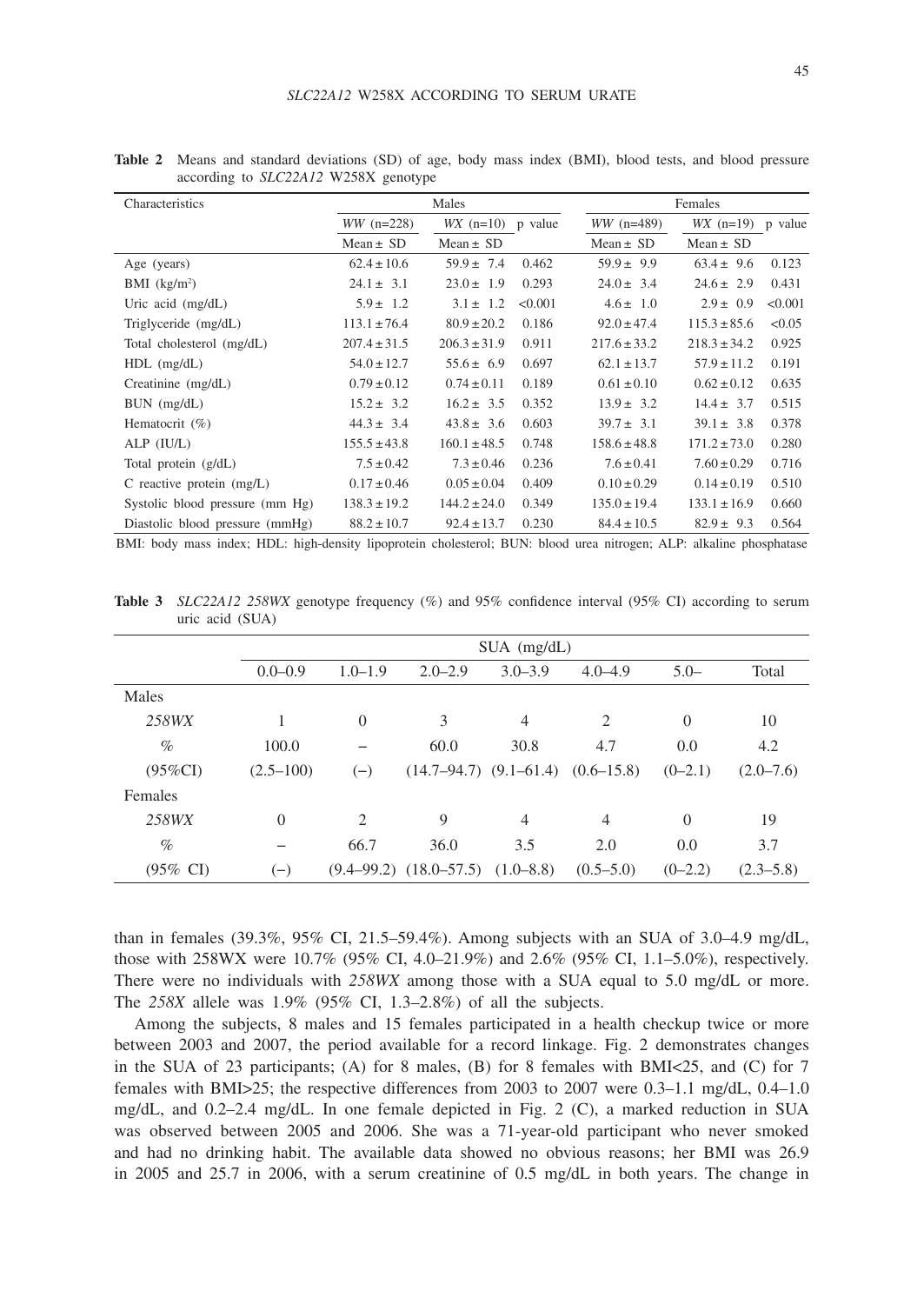**Table 2** Means and standard deviations (SD) of age, body mass index (BMI), blood tests, and blood pressure according to *SLC22A12* W258X genotype

| Characteristics | Males | | | Females | | |
|---|---|---|---|---|---|---|
| | *WW* (n=228) | *WX* (n=10) | p value | *WW* (n=489) | *WX* (n=19) | p value |
| | Mean ± SD | Mean ± SD | | Mean ± SD | Mean ± SD | |
| Age (years) | 62.4 ± 10.6 | 59.9 ± 7.4 | 0.462 | 59.9 ± 9.9 | 63.4 ± 9.6 | 0.123 |
| BMI (kg/m²) | 24.1 ± 3.1 | 23.0 ± 1.9 | 0.293 | 24.0 ± 3.4 | 24.6 ± 2.9 | 0.431 |
| Uric acid (mg/dL) | 5.9 ± 1.2 | 3.1 ± 1.2 | <0.001 | 4.6 ± 1.0 | 2.9 ± 0.9 | <0.001 |
| Triglyceride (mg/dL) | 113.1 ± 76.4 | 80.9 ± 20.2 | 0.186 | 92.0 ± 47.4 | 115.3 ± 85.6 | <0.05 |
| Total cholesterol (mg/dL) | 207.4 ± 31.5 | 206.3 ± 31.9 | 0.911 | 217.6 ± 33.2 | 218.3 ± 34.2 | 0.925 |
| HDL (mg/dL) | 54.0 ± 12.7 | 55.6 ± 6.9 | 0.697 | 62.1 ± 13.7 | 57.9 ± 11.2 | 0.191 |
| Creatinine (mg/dL) | 0.79 ± 0.12 | 0.74 ± 0.11 | 0.189 | 0.61 ± 0.10 | 0.62 ± 0.12 | 0.635 |
| BUN (mg/dL) | 15.2 ± 3.2 | 16.2 ± 3.5 | 0.352 | 13.9 ± 3.2 | 14.4 ± 3.7 | 0.515 |
| Hematocrit (%) | 44.3 ± 3.4 | 43.8 ± 3.6 | 0.603 | 39.7 ± 3.1 | 39.1 ± 3.8 | 0.378 |
| ALP (IU/L) | 155.5 ± 43.8 | 160.1 ± 48.8 | 0.748 | 158.6 ± 48.8 | 171.2 ± 73.0 | 0.280 |
| Total protein (g/dL) | 7.5 ± 0.42 | 7.3 ± 0.46 | 0.236 | 7.6 ± 0.41 | 7.60 ± 0.29 | 0.716 |
| C reactive protein (mg/L) | 0.17 ± 0.46 | 0.05 ± 0.04 | 0.409 | 0.10 ± 0.29 | 0.14 ± 0.19 | 0.510 |
| Systolic blood pressure (mm Hg) | 138.3 ± 19.2 | 144.2 ± 24.0 | 0.349 | 135.0 ± 19.4 | 133.1 ± 16.9 | 0.660 |
| Diastolic blood pressure (mmHg) | 88.2 ± 10.7 | 92.4 ± 13.7 | 0.230 | 84.4 ± 10.5 | 82.9 ± 9.3 | 0.564 |

BMI: body mass index; HDL: high-density lipoprotein cholesterol; BUN: blood urea nitrogen; ALP: alkaline phosphatase

**Table 3** *SLC22A12 258WX* genotype frequency (%) and 95% confidence interval (95% CI) according to serum uric acid (SUA)

| | SUA (mg/dL) | | | | | | |
|---|---|---|---|---|---|---|---|
| | 0.0–0.9 | 1.0–1.9 | 2.0–2.9 | 3.0–3.9 | 4.0–4.9 | 5.0– | Total |
| Males | | | | | | | |
| *258WX* | 1 | 0 | 3 | 4 | 2 | 0 | 10 |
| % | 100.0 | – | 60.0 | 30.8 | 4.7 | 0.0 | 4.2 |
| (95%CI) | (2.5–100) | (–) | (14.7–94.7) | (9.1–61.4) | (0.6–15.8) | (0–2.1) | (2.0–7.6) |
| Females | | | | | | | |
| *258WX* | 0 | 2 | 9 | 4 | 4 | 0 | 19 |
| % | – | 66.7 | 36.0 | 3.5 | 2.0 | 0.0 | 3.7 |
| (95% CI) | (–) | (9.4–99.2) | (18.0–57.5) | (1.0–8.8) | (0.5–5.0) | (0–2.2) | (2.3–5.8) |

than in females (39.3%, 95% CI, 21.5–59.4%). Among subjects with an SUA of 3.0–4.9 mg/dL, those with 258WX were 10.7% (95% CI, 4.0–21.9%) and 2.6% (95% CI, 1.1–5.0%), respectively. There were no individuals with *258WX* among those with a SUA equal to 5.0 mg/dL or more. The *258X* allele was 1.9% (95% CI, 1.3–2.8%) of all the subjects.

Among the subjects, 8 males and 15 females participated in a health checkup twice or more between 2003 and 2007, the period available for a record linkage. Fig. 2 demonstrates changes in the SUA of 23 participants; (A) for 8 males, (B) for 8 females with BMI<25, and (C) for 7 females with BMI>25; the respective differences from 2003 to 2007 were 0.3–1.1 mg/dL, 0.4–1.0 mg/dL, and 0.2–2.4 mg/dL. In one female depicted in Fig. 2 (C), a marked reduction in SUA was observed between 2005 and 2006. She was a 71-year-old participant who never smoked and had no drinking habit. The available data showed no obvious reasons; her BMI was 26.9 in 2005 and 25.7 in 2006, with a serum creatinine of 0.5 mg/dL in both years. The change in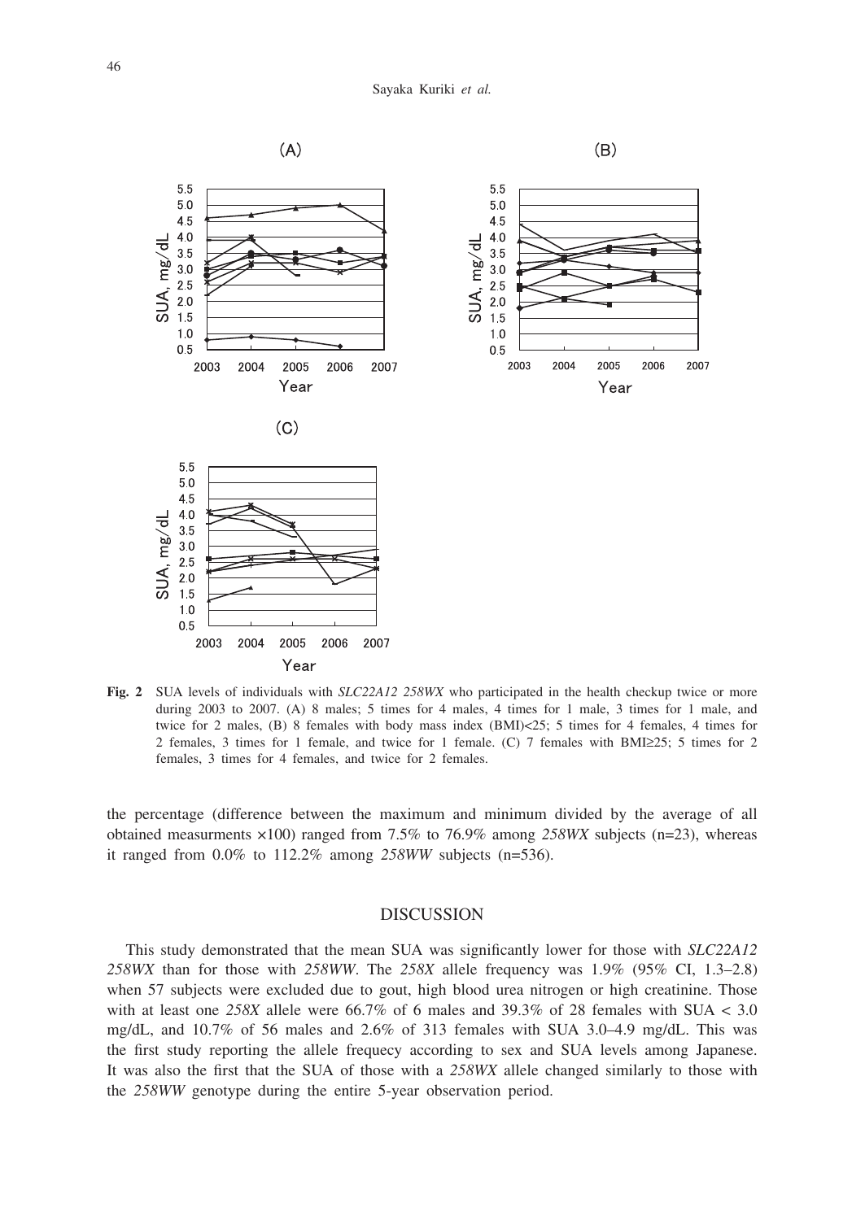**Fig. 2** SUA levels of individuals with *SLC22A12 258WX* who participated in the health checkup twice or more during 2003 to 2007. (A) 8 males; 5 times for 4 males, 4 times for 1 male, 3 times for 1 male, and twice for 2 males, (B) 8 females with body mass index (BMI)<25; 5 times for 4 females, 4 times for 2 females, 3 times for 1 female, and twice for 1 female. (C) 7 females with BMI≥25; 5 times for 2 females, 3 times for 4 females, and twice for 2 females.

the percentage (difference between the maximum and minimum divided by the average of all obtained measurments ×100) ranged from 7.5% to 76.9% among *258WX* subjects (n=23), whereas it ranged from 0.0% to 112.2% among *258WW* subjects (n=536).

## DISCUSSION

This study demonstrated that the mean SUA was significantly lower for those with *SLC22A12 258WX* than for those with *258WW*. The *258X* allele frequency was 1.9% (95% CI, 1.3–2.8) when 57 subjects were excluded due to gout, high blood urea nitrogen or high creatinine. Those with at least one *258X* allele were 66.7% of 6 males and 39.3% of 28 females with SUA < 3.0 mg/dL, and 10.7% of 56 males and 2.6% of 313 females with SUA 3.0–4.9 mg/dL. This was the first study reporting the allele frequecy according to sex and SUA levels among Japanese. It was also the first that the SUA of those with a *258WX* allele changed similarly to those with the *258WW* genotype during the entire 5-year observation period.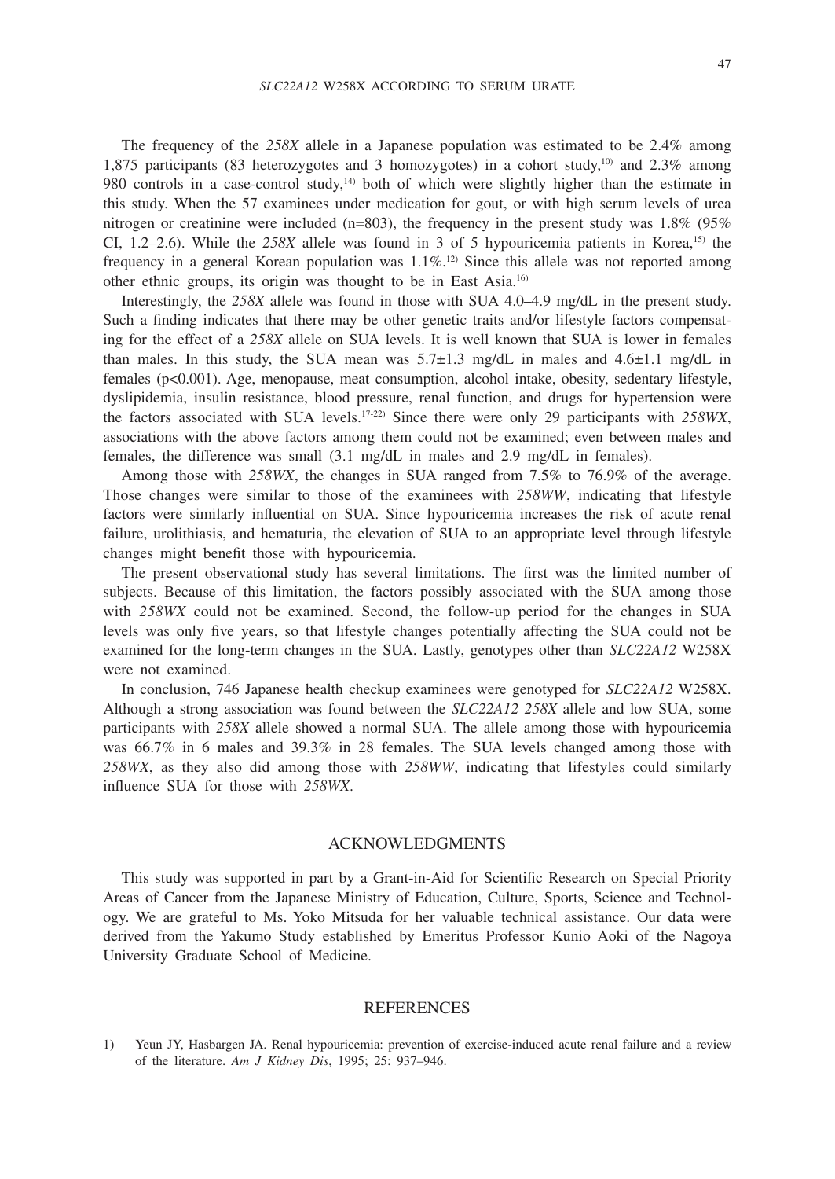The frequency of the *258X* allele in a Japanese population was estimated to be 2.4% among 1,875 participants (83 heterozygotes and 3 homozygotes) in a cohort study,[10] and 2.3% among 980 controls in a case-control study,[14] both of which were slightly higher than the estimate in this study. When the 57 examinees under medication for gout, or with high serum levels of urea nitrogen or creatinine were included (n=803), the frequency in the present study was 1.8% (95% CI, 1.2–2.6). While the *258X* allele was found in 3 of 5 hypouricemia patients in Korea,[15] the frequency in a general Korean population was 1.1%.[12] Since this allele was not reported among other ethnic groups, its origin was thought to be in East Asia.[16]

Interestingly, the *258X* allele was found in those with SUA 4.0–4.9 mg/dL in the present study. Such a finding indicates that there may be other genetic traits and/or lifestyle factors compensating for the effect of a *258X* allele on SUA levels. It is well known that SUA is lower in females than males. In this study, the SUA mean was 5.7±1.3 mg/dL in males and 4.6±1.1 mg/dL in females ($p<0.001$). Age, menopause, meat consumption, alcohol intake, obesity, sedentary lifestyle, dyslipidemia, insulin resistance, blood pressure, renal function, and drugs for hypertension were the factors associated with SUA levels.[17-22] Since there were only 29 participants with *258WX*, associations with the above factors among them could not be examined; even between males and females, the difference was small (3.1 mg/dL in males and 2.9 mg/dL in females).

Among those with *258WX*, the changes in SUA ranged from 7.5% to 76.9% of the average. Those changes were similar to those of the examinees with *258WW*, indicating that lifestyle factors were similarly influential on SUA. Since hypouricemia increases the risk of acute renal failure, urolithiasis, and hematuria, the elevation of SUA to an appropriate level through lifestyle changes might benefit those with hypouricemia.

The present observational study has several limitations. The first was the limited number of subjects. Because of this limitation, the factors possibly associated with the SUA among those with *258WX* could not be examined. Second, the follow-up period for the changes in SUA levels was only five years, so that lifestyle changes potentially affecting the SUA could not be examined for the long-term changes in the SUA. Lastly, genotypes other than *SLC22A12* W258X were not examined.

In conclusion, 746 Japanese health checkup examinees were genotyped for *SLC22A12* W258X. Although a strong association was found between the *SLC22A12 258X* allele and low SUA, some participants with *258X* allele showed a normal SUA. The allele among those with hypouricemia was 66.7% in 6 males and 39.3% in 28 females. The SUA levels changed among those with *258WX*, as they also did among those with *258WW*, indicating that lifestyles could similarly influence SUA for those with *258WX*.

## ACKNOWLEDGMENTS

This study was supported in part by a Grant-in-Aid for Scientific Research on Special Priority Areas of Cancer from the Japanese Ministry of Education, Culture, Sports, Science and Technology. We are grateful to Ms. Yoko Mitsuda for her valuable technical assistance. Our data were derived from the Yakumo Study established by Emeritus Professor Kunio Aoki of the Nagoya University Graduate School of Medicine.

## REFERENCES

1) Yeun JY, Hasbargen JA. Renal hypouricemia: prevention of exercise-induced acute renal failure and a review of the literature. *Am J Kidney Dis*, 1995; 25: 937–946.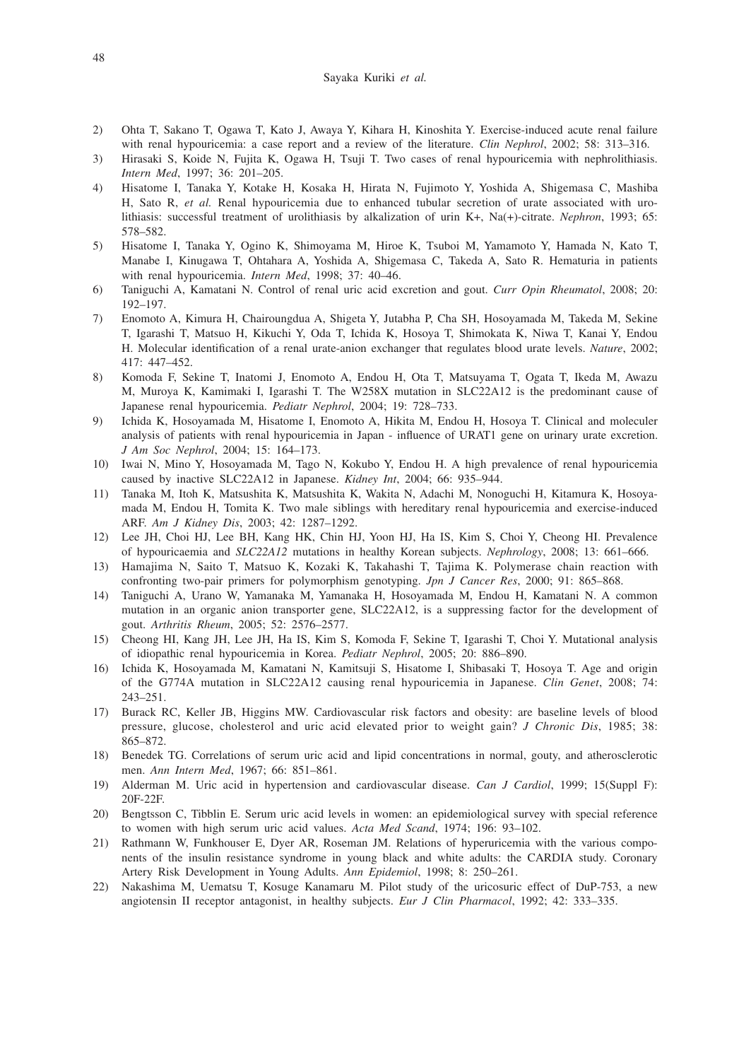2) Ohta T, Sakano T, Ogawa T, Kato J, Awaya Y, Kihara H, Kinoshita Y. Exercise-induced acute renal failure with renal hypouricemia: a case report and a review of the literature. *Clin Nephrol*, 2002; 58: 313–316.
3) Hirasaki S, Koide N, Fujita K, Ogawa H, Tsuji T. Two cases of renal hypouricemia with nephrolithiasis. *Intern Med*, 1997; 36: 201–205.
4) Hisatome I, Tanaka Y, Kotake H, Kosaka H, Hirata N, Fujimoto Y, Yoshida A, Shigemasa C, Mashiba H, Sato R, *et al.* Renal hypouricemia due to enhanced tubular secretion of urate associated with urolithiasis: successful treatment of urolithiasis by alkalization of urin K+, Na(+)-citrate. *Nephron*, 1993; 65: 578–582.
5) Hisatome I, Tanaka Y, Ogino K, Shimoyama M, Hiroe K, Tsuboi M, Yamamoto Y, Hamada N, Kato T, Manabe I, Kinugawa T, Ohtahara A, Yoshida A, Shigemasa C, Takeda A, Sato R. Hematuria in patients with renal hypouricemia. *Intern Med*, 1998; 37: 40–46.
6) Taniguchi A, Kamatani N. Control of renal uric acid excretion and gout. *Curr Opin Rheumatol*, 2008; 20: 192–197.
7) Enomoto A, Kimura H, Chairoungdua A, Shigeta Y, Jutabha P, Cha SH, Hosoyamada M, Takeda M, Sekine T, Igarashi T, Matsuo H, Kikuchi Y, Oda T, Ichida K, Hosoya T, Shimokata K, Niwa T, Kanai Y, Endou H. Molecular identification of a renal urate-anion exchanger that regulates blood urate levels. *Nature*, 2002; 417: 447–452.
8) Komoda F, Sekine T, Inatomi J, Enomoto A, Endou H, Ota T, Matsuyama T, Ogata T, Ikeda M, Awazu M, Muroya K, Kamimaki I, Igarashi T. The W258X mutation in SLC22A12 is the predominant cause of Japanese renal hypouricemia. *Pediatr Nephrol*, 2004; 19: 728–733.
9) Ichida K, Hosoyamada M, Hisatome I, Enomoto A, Hikita M, Endou H, Hosoya T. Clinical and moleculer analysis of patients with renal hypouricemia in Japan - influence of URAT1 gene on urinary urate excretion. *J Am Soc Nephrol*, 2004; 15: 164–173.
10) Iwai N, Mino Y, Hosoyamada M, Tago N, Kokubo Y, Endou H. A high prevalence of renal hypouricemia caused by inactive SLC22A12 in Japanese. *Kidney Int*, 2004; 66: 935–944.
11) Tanaka M, Itoh K, Matsushita K, Matsushita K, Wakita N, Adachi M, Nonoguchi H, Kitamura K, Hosoyamada M, Endou H, Tomita K. Two male siblings with hereditary renal hypouricemia and exercise-induced ARF. *Am J Kidney Dis*, 2003; 42: 1287–1292.
12) Lee JH, Choi HJ, Lee BH, Kang HK, Chin HJ, Yoon HJ, Ha IS, Kim S, Choi Y, Cheong HI. Prevalence of hypouricaemia and *SLC22A12* mutations in healthy Korean subjects. *Nephrology*, 2008; 13: 661–666.
13) Hamajima N, Saito T, Matsuo K, Kozaki K, Takahashi T, Tajima K. Polymerase chain reaction with confronting two-pair primers for polymorphism genotyping. *Jpn J Cancer Res*, 2000; 91: 865–868.
14) Taniguchi A, Urano W, Yamanaka M, Yamanaka H, Hosoyamada M, Endou H, Kamatani N. A common mutation in an organic anion transporter gene, SLC22A12, is a suppressing factor for the development of gout. *Arthritis Rheum*, 2005; 52: 2576–2577.
15) Cheong HI, Kang JH, Lee JH, Ha IS, Kim S, Komoda F, Sekine T, Igarashi T, Choi Y. Mutational analysis of idiopathic renal hypouricemia in Korea. *Pediatr Nephrol*, 2005; 20: 886–890.
16) Ichida K, Hosoyamada M, Kamatani N, Kamitsuji S, Hisatome I, Shibasaki T, Hosoya T. Age and origin of the G774A mutation in SLC22A12 causing renal hypouricemia in Japanese. *Clin Genet*, 2008; 74: 243–251.
17) Burack RC, Keller JB, Higgins MW. Cardiovascular risk factors and obesity: are baseline levels of blood pressure, glucose, cholesterol and uric acid elevated prior to weight gain? *J Chronic Dis*, 1985; 38: 865–872.
18) Benedek TG. Correlations of serum uric acid and lipid concentrations in normal, gouty, and atherosclerotic men. *Ann Intern Med*, 1967; 66: 851–861.
19) Alderman M. Uric acid in hypertension and cardiovascular disease. *Can J Cardiol*, 1999; 15(Suppl F): 20F-22F.
20) Bengtsson C, Tibblin E. Serum uric acid levels in women: an epidemiological survey with special reference to women with high serum uric acid values. *Acta Med Scand*, 1974; 196: 93–102.
21) Rathmann W, Funkhouser E, Dyer AR, Roseman JM. Relations of hyperuricemia with the various components of the insulin resistance syndrome in young black and white adults: the CARDIA study. Coronary Artery Risk Development in Young Adults. *Ann Epidemiol*, 1998; 8: 250–261.
22) Nakashima M, Uematsu T, Kosuge Kanamaru M. Pilot study of the uricosuric effect of DuP-753, a new angiotensin II receptor antagonist, in healthy subjects. *Eur J Clin Pharmacol*, 1992; 42: 333–335.